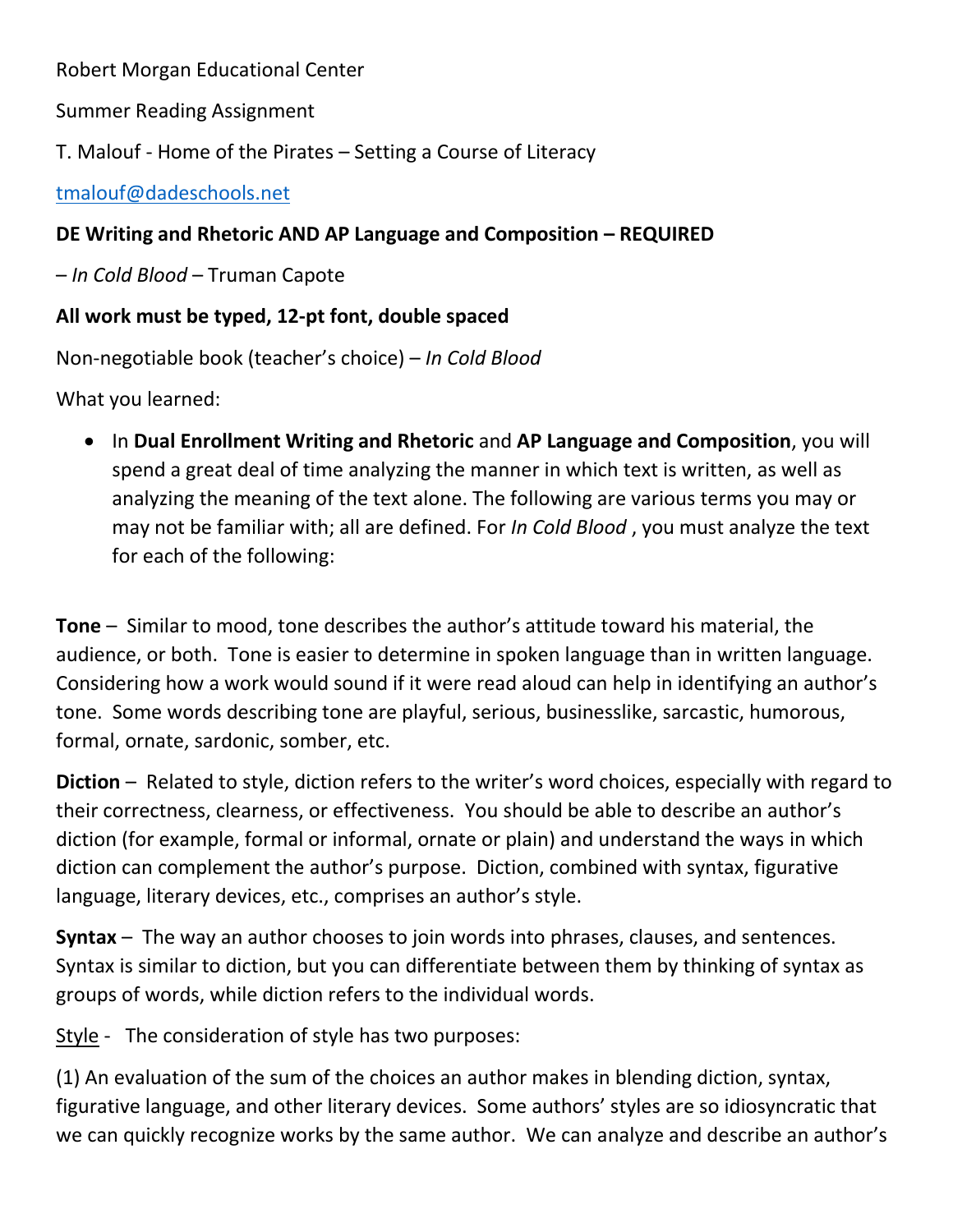Robert Morgan Educational Center

Summer Reading Assignment

T. Malouf - Home of the Pirates – Setting a Course of Literacy

tmalouf@dadeschools.net

**DE Writing and Rhetoric AND AP Language and Composition – REQUIRED**

– *In Cold Blood* – Truman Capote

**All work must be typed, 12-pt font, double spaced**

Non-negotiable book (teacher's choice) – *In Cold Blood*

What you learned:

- In **Dual Enrollment Writing and Rhetoric** and **AP Language and Composition**, you will spend a great deal of time analyzing the manner in which text is written, as well as analyzing the meaning of the text alone. The following are various terms you may or may not be familiar with; all are defined. For *In Cold Blood* , you must analyze the text for each of the following:

**Tone** – Similar to mood, tone describes the author's attitude toward his material, the audience, or both. Tone is easier to determine in spoken language than in written language. Considering how a work would sound if it were read aloud can help in identifying an author's tone. Some words describing tone are playful, serious, businesslike, sarcastic, humorous, formal, ornate, sardonic, somber, etc.

**Diction** – Related to style, diction refers to the writer's word choices, especially with regard to their correctness, clearness, or effectiveness. You should be able to describe an author's diction (for example, formal or informal, ornate or plain) and understand the ways in which diction can complement the author's purpose. Diction, combined with syntax, figurative language, literary devices, etc., comprises an author's style.

**Syntax** – The way an author chooses to join words into phrases, clauses, and sentences. Syntax is similar to diction, but you can differentiate between them by thinking of syntax as groups of words, while diction refers to the individual words.

<u>Style</u> - The consideration of style has two purposes:

(1) An evaluation of the sum of the choices an author makes in blending diction, syntax, figurative language, and other literary devices. Some authors' styles are so idiosyncratic that we can quickly recognize works by the same author. We can analyze and describe an author's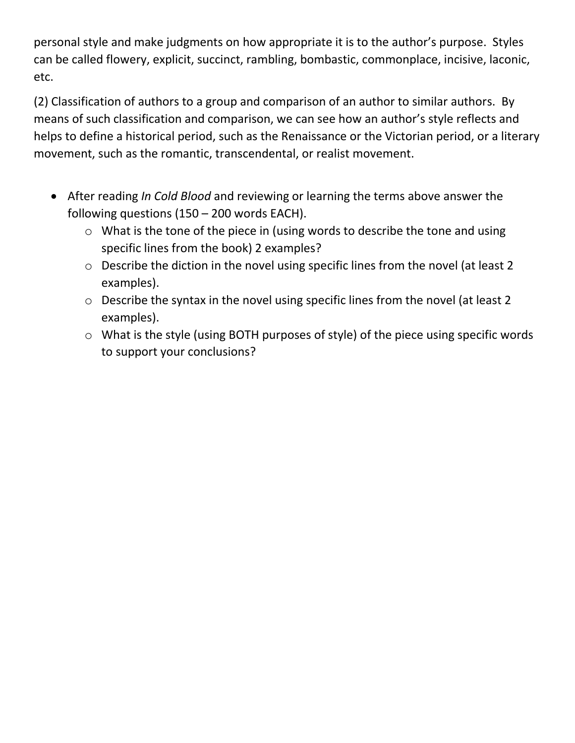personal style and make judgments on how appropriate it is to the author's purpose. Styles can be called flowery, explicit, succinct, rambling, bombastic, commonplace, incisive, laconic, etc.

(2) Classification of authors to a group and comparison of an author to similar authors. By means of such classification and comparison, we can see how an author's style reflects and helps to define a historical period, such as the Renaissance or the Victorian period, or a literary movement, such as the romantic, transcendental, or realist movement.

- After reading *In Cold Blood* and reviewing or learning the terms above answer the following questions (150 – 200 words EACH).
    - What is the tone of the piece in (using words to describe the tone and using specific lines from the book) 2 examples?
    - Describe the diction in the novel using specific lines from the novel (at least 2 examples).
    - Describe the syntax in the novel using specific lines from the novel (at least 2 examples).
    - What is the style (using BOTH purposes of style) of the piece using specific words to support your conclusions?